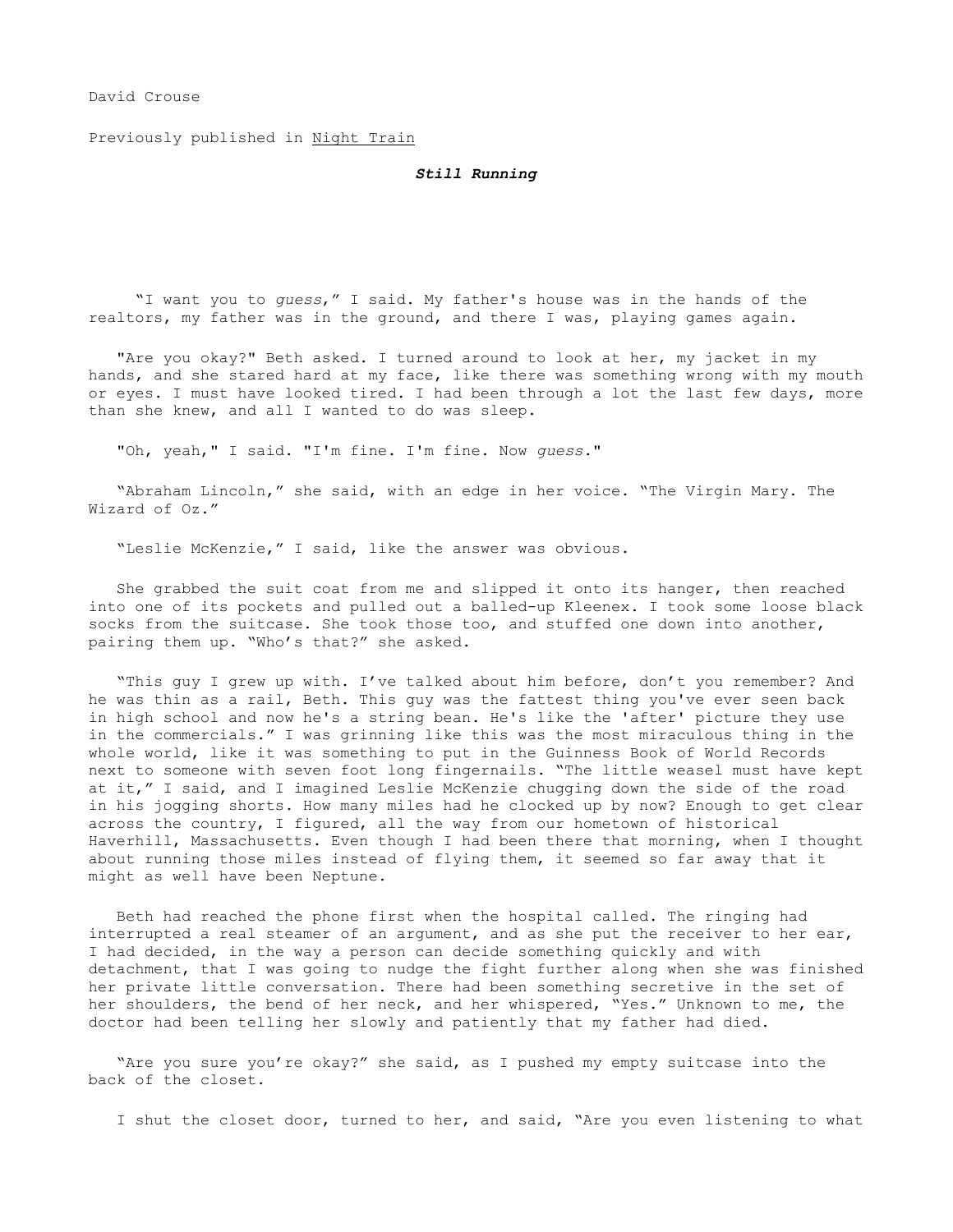David Crouse

Previously published in Night Train

# ***Still Running***

"I want you to *guess*," I said. My father's house was in the hands of the realtors, my father was in the ground, and there I was, playing games again.

"Are you okay?" Beth asked. I turned around to look at her, my jacket in my hands, and she stared hard at my face, like there was something wrong with my mouth or eyes. I must have looked tired. I had been through a lot the last few days, more than she knew, and all I wanted to do was sleep.

"Oh, yeah," I said. "I'm fine. I'm fine. Now *guess*."

"Abraham Lincoln," she said, with an edge in her voice. "The Virgin Mary. The Wizard of Oz."

"Leslie McKenzie," I said, like the answer was obvious.

She grabbed the suit coat from me and slipped it onto its hanger, then reached into one of its pockets and pulled out a balled-up Kleenex. I took some loose black socks from the suitcase. She took those too, and stuffed one down into another, pairing them up. "Who's that?" she asked.

"This guy I grew up with. I've talked about him before, don't you remember? And he was thin as a rail, Beth. This guy was the fattest thing you've ever seen back in high school and now he's a string bean. He's like the 'after' picture they use in the commercials." I was grinning like this was the most miraculous thing in the whole world, like it was something to put in the Guinness Book of World Records next to someone with seven foot long fingernails. "The little weasel must have kept at it," I said, and I imagined Leslie McKenzie chugging down the side of the road in his jogging shorts. How many miles had he clocked up by now? Enough to get clear across the country, I figured, all the way from our hometown of historical Haverhill, Massachusetts. Even though I had been there that morning, when I thought about running those miles instead of flying them, it seemed so far away that it might as well have been Neptune.

Beth had reached the phone first when the hospital called. The ringing had interrupted a real steamer of an argument, and as she put the receiver to her ear, I had decided, in the way a person can decide something quickly and with detachment, that I was going to nudge the fight further along when she was finished her private little conversation. There had been something secretive in the set of her shoulders, the bend of her neck, and her whispered, "Yes." Unknown to me, the doctor had been telling her slowly and patiently that my father had died.

"Are you sure you're okay?" she said, as I pushed my empty suitcase into the back of the closet.

I shut the closet door, turned to her, and said, "Are you even listening to what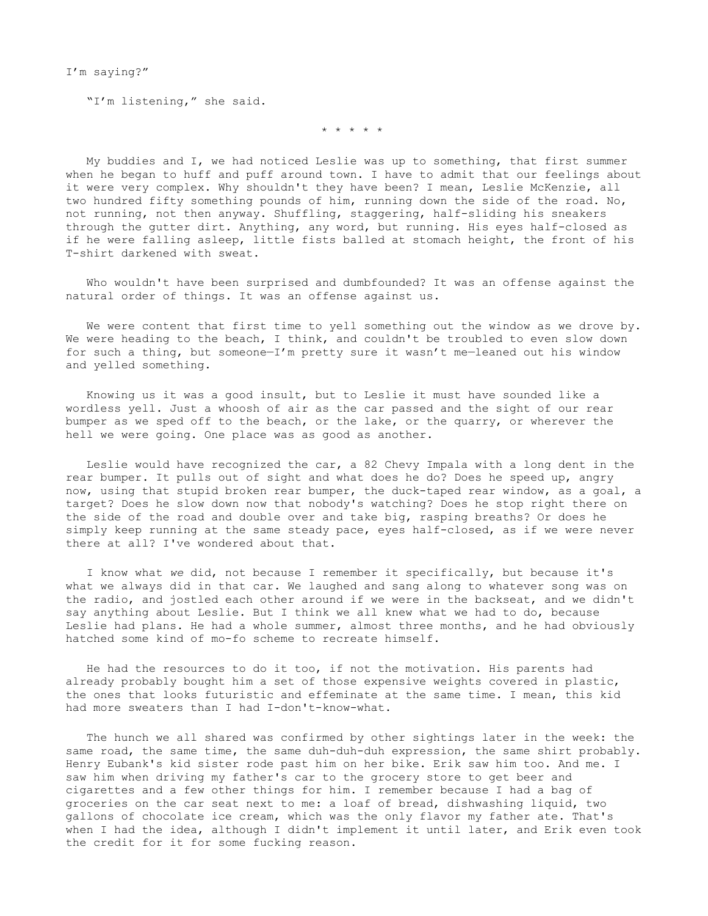I'm saying?"

"I'm listening," she said.

\* \* \* \* \*

My buddies and I, we had noticed Leslie was up to something, that first summer when he began to huff and puff around town. I have to admit that our feelings about it were very complex. Why shouldn't they have been? I mean, Leslie McKenzie, all two hundred fifty something pounds of him, running down the side of the road. No, not running, not then anyway. Shuffling, staggering, half-sliding his sneakers through the gutter dirt. Anything, any word, but running. His eyes half-closed as if he were falling asleep, little fists balled at stomach height, the front of his T-shirt darkened with sweat.

Who wouldn't have been surprised and dumbfounded? It was an offense against the natural order of things. It was an offense against us.

We were content that first time to yell something out the window as we drove by. We were heading to the beach, I think, and couldn't be troubled to even slow down for such a thing, but someone—I'm pretty sure it wasn't me—leaned out his window and yelled something.

Knowing us it was a good insult, but to Leslie it must have sounded like a wordless yell. Just a whoosh of air as the car passed and the sight of our rear bumper as we sped off to the beach, or the lake, or the quarry, or wherever the hell we were going. One place was as good as another.

Leslie would have recognized the car, a 82 Chevy Impala with a long dent in the rear bumper. It pulls out of sight and what does he do? Does he speed up, angry now, using that stupid broken rear bumper, the duck-taped rear window, as a goal, a target? Does he slow down now that nobody's watching? Does he stop right there on the side of the road and double over and take big, rasping breaths? Or does he simply keep running at the same steady pace, eyes half-closed, as if we were never there at all? I've wondered about that.

I know what *we* did, not because I remember it specifically, but because it's what we always did in that car. We laughed and sang along to whatever song was on the radio, and jostled each other around if we were in the backseat, and we didn't say anything about Leslie. But I think we all knew what we had to do, because Leslie had plans. He had a whole summer, almost three months, and he had obviously hatched some kind of mo-fo scheme to recreate himself.

He had the resources to do it too, if not the motivation. His parents had already probably bought him a set of those expensive weights covered in plastic, the ones that looks futuristic and effeminate at the same time. I mean, this kid had more sweaters than I had I-don't-know-what.

The hunch we all shared was confirmed by other sightings later in the week: the same road, the same time, the same duh-duh-duh expression, the same shirt probably. Henry Eubank's kid sister rode past him on her bike. Erik saw him too. And me. I saw him when driving my father's car to the grocery store to get beer and cigarettes and a few other things for him. I remember because I had a bag of groceries on the car seat next to me: a loaf of bread, dishwashing liquid, two gallons of chocolate ice cream, which was the only flavor my father ate. That's when I had the idea, although I didn't implement it until later, and Erik even took the credit for it for some fucking reason.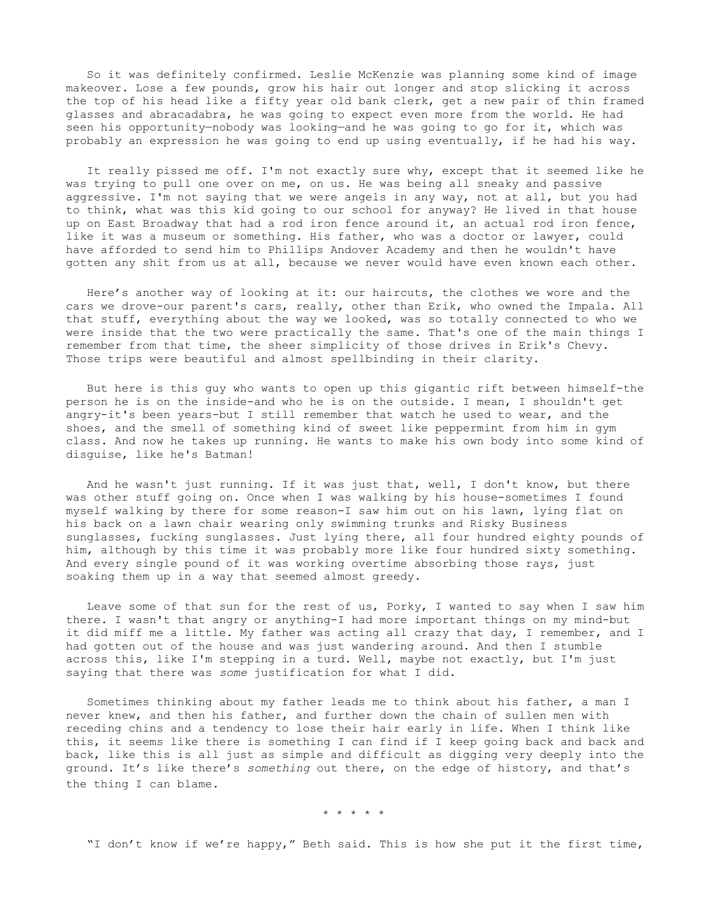So it was definitely confirmed. Leslie McKenzie was planning some kind of image makeover. Lose a few pounds, grow his hair out longer and stop slicking it across the top of his head like a fifty year old bank clerk, get a new pair of thin framed glasses and abracadabra, he was going to expect even more from the world. He had seen his opportunity—nobody was looking—and he was going to go for it, which was probably an expression he was going to end up using eventually, if he had his way.

It really pissed me off. I'm not exactly sure why, except that it seemed like he was trying to pull one over on me, on us. He was being all sneaky and passive aggressive. I'm not saying that we were angels in any way, not at all, but you had to think, what was this kid going to our school for anyway? He lived in that house up on East Broadway that had a rod iron fence around it, an actual rod iron fence, like it was a museum or something. His father, who was a doctor or lawyer, could have afforded to send him to Phillips Andover Academy and then he wouldn't have gotten any shit from us at all, because we never would have even known each other.

Here's another way of looking at it: our haircuts, the clothes we wore and the cars we drove-our parent's cars, really, other than Erik, who owned the Impala. All that stuff, everything about the way we looked, was so totally connected to who we were inside that the two were practically the same. That's one of the main things I remember from that time, the sheer simplicity of those drives in Erik's Chevy. Those trips were beautiful and almost spellbinding in their clarity.

But here is this guy who wants to open up this gigantic rift between himself-the person he is on the inside-and who he is on the outside. I mean, I shouldn't get angry-it's been years-but I still remember that watch he used to wear, and the shoes, and the smell of something kind of sweet like peppermint from him in gym class. And now he takes up running. He wants to make his own body into some kind of disguise, like he's Batman!

And he wasn't just running. If it was just that, well, I don't know, but there was other stuff going on. Once when I was walking by his house-sometimes I found myself walking by there for some reason-I saw him out on his lawn, lying flat on his back on a lawn chair wearing only swimming trunks and Risky Business sunglasses, fucking sunglasses. Just lying there, all four hundred eighty pounds of him, although by this time it was probably more like four hundred sixty something. And every single pound of it was working overtime absorbing those rays, just soaking them up in a way that seemed almost greedy.

Leave some of that sun for the rest of us, Porky, I wanted to say when I saw him there. I wasn't that angry or anything-I had more important things on my mind-but it did miff me a little. My father was acting all crazy that day, I remember, and I had gotten out of the house and was just wandering around. And then I stumble across this, like I'm stepping in a turd. Well, maybe not exactly, but I'm just saying that there was *some* justification for what I did.

Sometimes thinking about my father leads me to think about his father, a man I never knew, and then his father, and further down the chain of sullen men with receding chins and a tendency to lose their hair early in life. When I think like this, it seems like there is something I can find if I keep going back and back and back, like this is all just as simple and difficult as digging very deeply into the ground. It's like there's *something* out there, on the edge of history, and that's the thing I can blame.

\* \* \* \* \*

"I don't know if we're happy," Beth said. This is how she put it the first time,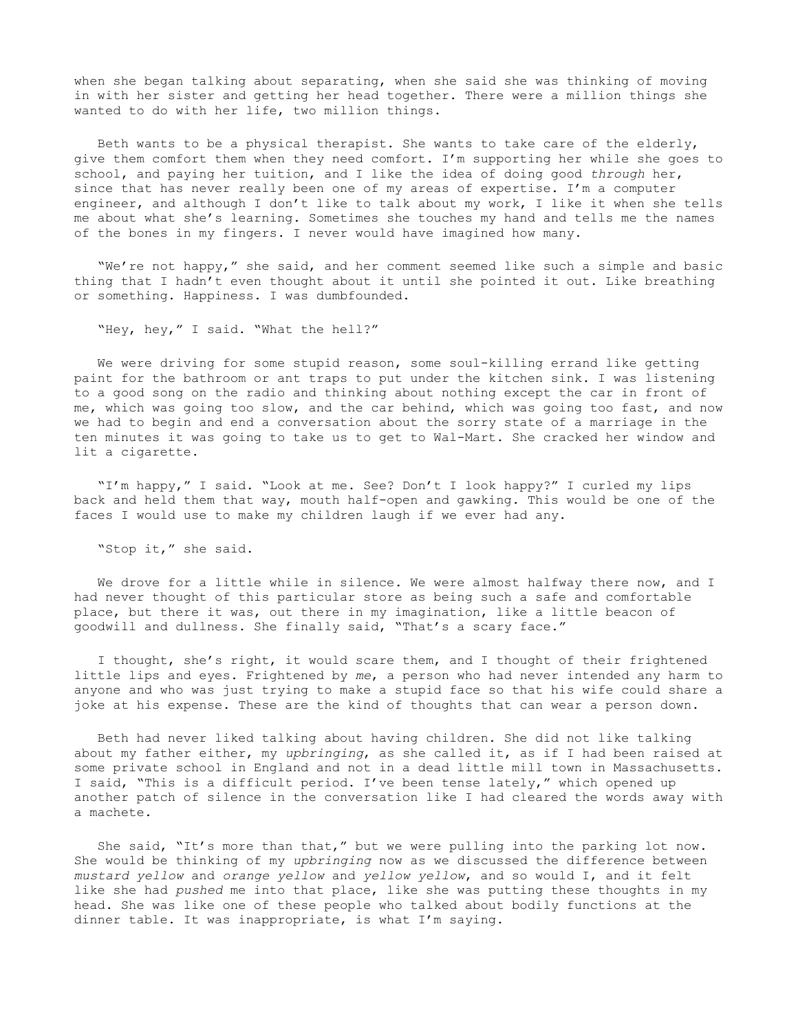when she began talking about separating, when she said she was thinking of moving in with her sister and getting her head together. There were a million things she wanted to do with her life, two million things.

Beth wants to be a physical therapist. She wants to take care of the elderly, give them comfort them when they need comfort. I'm supporting her while she goes to school, and paying her tuition, and I like the idea of doing good *through* her, since that has never really been one of my areas of expertise. I'm a computer engineer, and although I don't like to talk about my work, I like it when she tells me about what she's learning. Sometimes she touches my hand and tells me the names of the bones in my fingers. I never would have imagined how many.

"We're not happy," she said, and her comment seemed like such a simple and basic thing that I hadn't even thought about it until she pointed it out. Like breathing or something. Happiness. I was dumbfounded.

"Hey, hey," I said. "What the hell?"

We were driving for some stupid reason, some soul-killing errand like getting paint for the bathroom or ant traps to put under the kitchen sink. I was listening to a good song on the radio and thinking about nothing except the car in front of me, which was going too slow, and the car behind, which was going too fast, and now we had to begin and end a conversation about the sorry state of a marriage in the ten minutes it was going to take us to get to Wal-Mart. She cracked her window and lit a cigarette.

"I'm happy," I said. "Look at me. See? Don't I look happy?" I curled my lips back and held them that way, mouth half-open and gawking. This would be one of the faces I would use to make my children laugh if we ever had any.

"Stop it," she said.

We drove for a little while in silence. We were almost halfway there now, and I had never thought of this particular store as being such a safe and comfortable place, but there it was, out there in my imagination, like a little beacon of goodwill and dullness. She finally said, "That's a scary face."

I thought, she's right, it would scare them, and I thought of their frightened little lips and eyes. Frightened by *me*, a person who had never intended any harm to anyone and who was just trying to make a stupid face so that his wife could share a joke at his expense. These are the kind of thoughts that can wear a person down.

Beth had never liked talking about having children. She did not like talking about my father either, my *upbringing*, as she called it, as if I had been raised at some private school in England and not in a dead little mill town in Massachusetts. I said, "This is a difficult period. I've been tense lately," which opened up another patch of silence in the conversation like I had cleared the words away with a machete.

She said, "It's more than that," but we were pulling into the parking lot now. She would be thinking of my *upbringing* now as we discussed the difference between *mustard yellow* and *orange yellow* and *yellow yellow*, and so would I, and it felt like she had *pushed* me into that place, like she was putting these thoughts in my head. She was like one of these people who talked about bodily functions at the dinner table. It was inappropriate, is what I'm saying.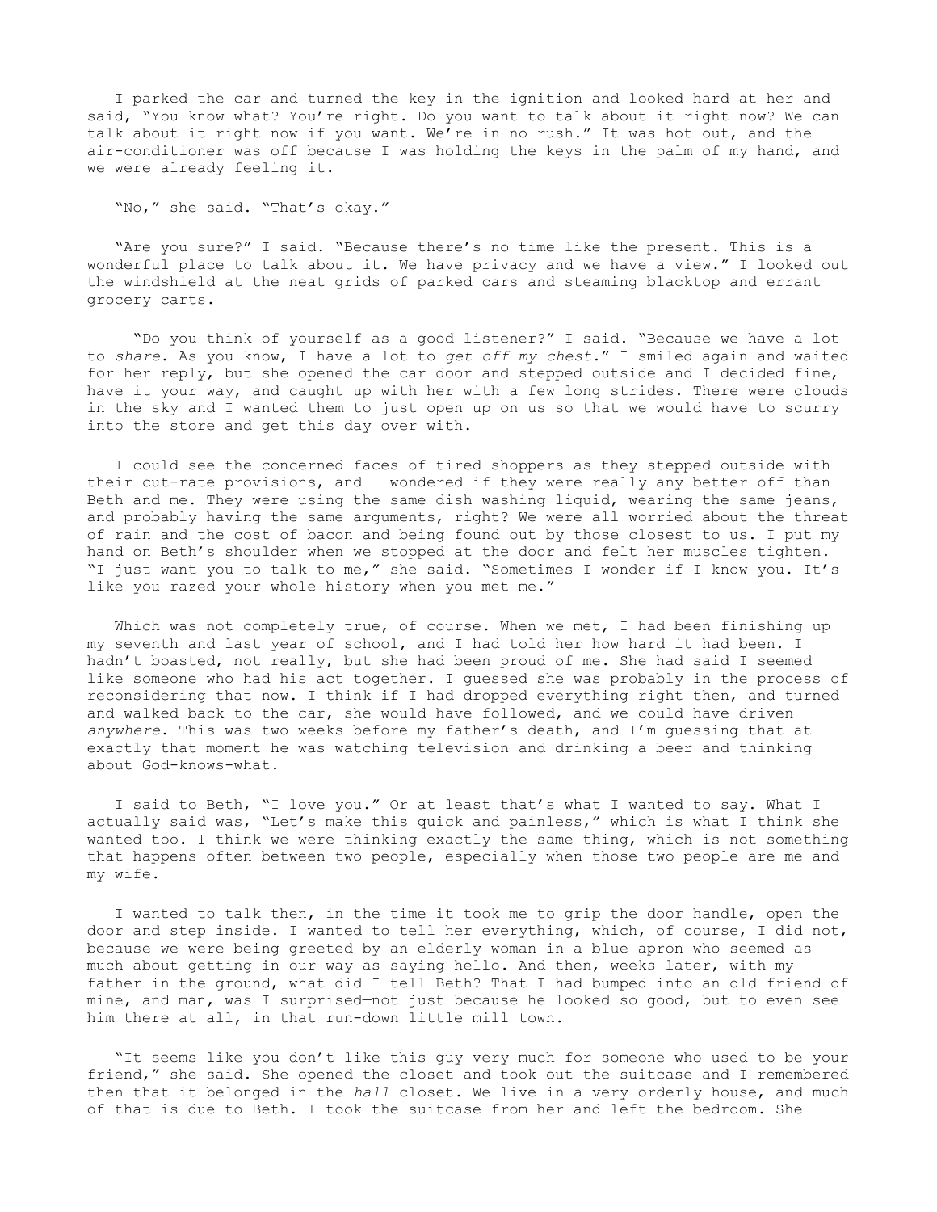I parked the car and turned the key in the ignition and looked hard at her and said, "You know what? You're right. Do you want to talk about it right now? We can talk about it right now if you want. We're in no rush." It was hot out, and the air-conditioner was off because I was holding the keys in the palm of my hand, and we were already feeling it.

"No," she said. "That's okay."

"Are you sure?" I said. "Because there's no time like the present. This is a wonderful place to talk about it. We have privacy and we have a view." I looked out the windshield at the neat grids of parked cars and steaming blacktop and errant grocery carts.

"Do you think of yourself as a good listener?" I said. "Because we have a lot to *share*. As you know, I have a lot to *get off my chest*." I smiled again and waited for her reply, but she opened the car door and stepped outside and I decided fine, have it your way, and caught up with her with a few long strides. There were clouds in the sky and I wanted them to just open up on us so that we would have to scurry into the store and get this day over with.

I could see the concerned faces of tired shoppers as they stepped outside with their cut-rate provisions, and I wondered if they were really any better off than Beth and me. They were using the same dish washing liquid, wearing the same jeans, and probably having the same arguments, right? We were all worried about the threat of rain and the cost of bacon and being found out by those closest to us. I put my hand on Beth's shoulder when we stopped at the door and felt her muscles tighten. "I just want you to talk to me," she said. "Sometimes I wonder if I know you. It's like you razed your whole history when you met me."

Which was not completely true, of course. When we met, I had been finishing up my seventh and last year of school, and I had told her how hard it had been. I hadn't boasted, not really, but she had been proud of me. She had said I seemed like someone who had his act together. I guessed she was probably in the process of reconsidering that now. I think if I had dropped everything right then, and turned and walked back to the car, she would have followed, and we could have driven *anywhere*. This was two weeks before my father's death, and I'm guessing that at exactly that moment he was watching television and drinking a beer and thinking about God-knows-what.

I said to Beth, "I love you." Or at least that's what I wanted to say. What I actually said was, "Let's make this quick and painless," which is what I think she wanted too. I think we were thinking exactly the same thing, which is not something that happens often between two people, especially when those two people are me and my wife.

I wanted to talk then, in the time it took me to grip the door handle, open the door and step inside. I wanted to tell her everything, which, of course, I did not, because we were being greeted by an elderly woman in a blue apron who seemed as much about getting in our way as saying hello. And then, weeks later, with my father in the ground, what did I tell Beth? That I had bumped into an old friend of mine, and man, was I surprised—not just because he looked so good, but to even see him there at all, in that run-down little mill town.

"It seems like you don't like this guy very much for someone who used to be your friend," she said. She opened the closet and took out the suitcase and I remembered then that it belonged in the *hall* closet. We live in a very orderly house, and much of that is due to Beth. I took the suitcase from her and left the bedroom. She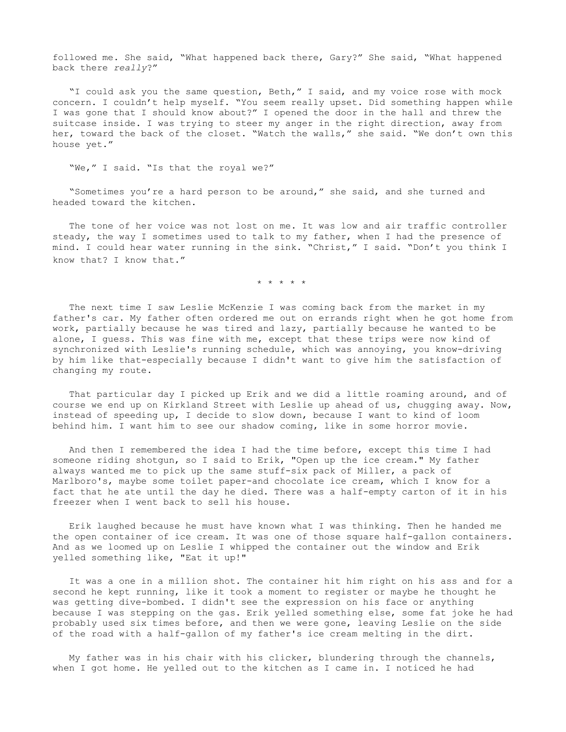followed me. She said, "What happened back there, Gary?" She said, "What happened back there *really*?"

"I could ask you the same question, Beth," I said, and my voice rose with mock concern. I couldn't help myself. "You seem really upset. Did something happen while I was gone that I should know about?" I opened the door in the hall and threw the suitcase inside. I was trying to steer my anger in the right direction, away from her, toward the back of the closet. "Watch the walls," she said. "We don't own this house yet."

"We," I said. "Is that the royal we?"

"Sometimes you're a hard person to be around," she said, and she turned and headed toward the kitchen.

The tone of her voice was not lost on me. It was low and air traffic controller steady, the way I sometimes used to talk to my father, when I had the presence of mind. I could hear water running in the sink. "Christ," I said. "Don't you think I know that? I know that."

\* \* \* \* \*

The next time I saw Leslie McKenzie I was coming back from the market in my father's car. My father often ordered me out on errands right when he got home from work, partially because he was tired and lazy, partially because he wanted to be alone, I guess. This was fine with me, except that these trips were now kind of synchronized with Leslie's running schedule, which was annoying, you know-driving by him like that-especially because I didn't want to give him the satisfaction of changing my route.

That particular day I picked up Erik and we did a little roaming around, and of course we end up on Kirkland Street with Leslie up ahead of us, chugging away. Now, instead of speeding up, I decide to slow down, because I want to kind of loom behind him. I want him to see our shadow coming, like in some horror movie.

And then I remembered the idea I had the time before, except this time I had someone riding shotgun, so I said to Erik, "Open up the ice cream." My father always wanted me to pick up the same stuff-six pack of Miller, a pack of Marlboro's, maybe some toilet paper-and chocolate ice cream, which I know for a fact that he ate until the day he died. There was a half-empty carton of it in his freezer when I went back to sell his house.

Erik laughed because he must have known what I was thinking. Then he handed me the open container of ice cream. It was one of those square half-gallon containers. And as we loomed up on Leslie I whipped the container out the window and Erik yelled something like, "Eat it up!"

It was a one in a million shot. The container hit him right on his ass and for a second he kept running, like it took a moment to register or maybe he thought he was getting dive-bombed. I didn't see the expression on his face or anything because I was stepping on the gas. Erik yelled something else, some fat joke he had probably used six times before, and then we were gone, leaving Leslie on the side of the road with a half-gallon of my father's ice cream melting in the dirt.

My father was in his chair with his clicker, blundering through the channels, when I got home. He yelled out to the kitchen as I came in. I noticed he had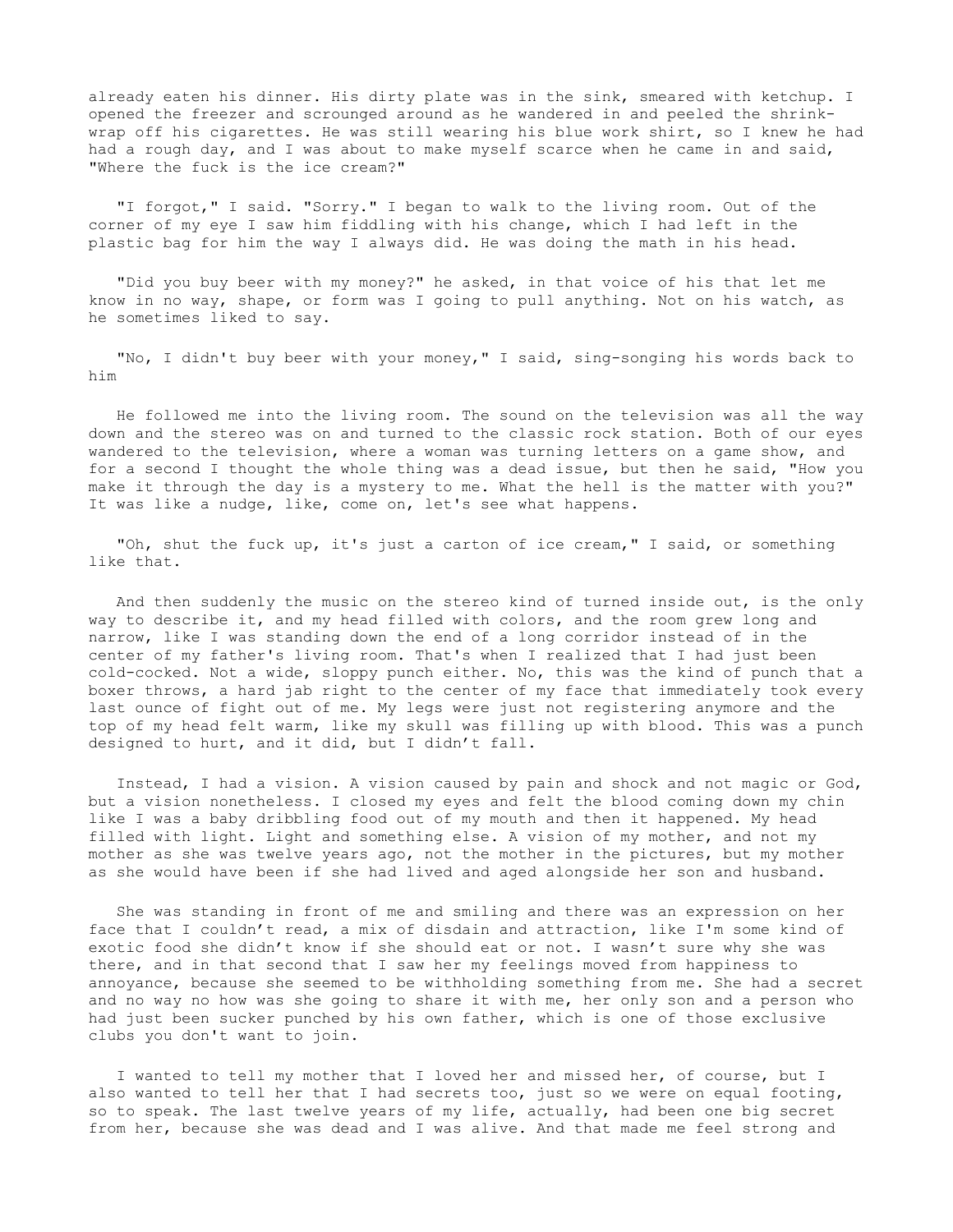already eaten his dinner. His dirty plate was in the sink, smeared with ketchup. I opened the freezer and scrounged around as he wandered in and peeled the shrink-wrap off his cigarettes. He was still wearing his blue work shirt, so I knew he had had a rough day, and I was about to make myself scarce when he came in and said, "Where the fuck is the ice cream?"

"I forgot," I said. "Sorry." I began to walk to the living room. Out of the corner of my eye I saw him fiddling with his change, which I had left in the plastic bag for him the way I always did. He was doing the math in his head.

"Did you buy beer with my money?" he asked, in that voice of his that let me know in no way, shape, or form was I going to pull anything. Not on his watch, as he sometimes liked to say.

"No, I didn't buy beer with your money," I said, sing-songing his words back to him

He followed me into the living room. The sound on the television was all the way down and the stereo was on and turned to the classic rock station. Both of our eyes wandered to the television, where a woman was turning letters on a game show, and for a second I thought the whole thing was a dead issue, but then he said, "How you make it through the day is a mystery to me. What the hell is the matter with you?" It was like a nudge, like, come on, let's see what happens.

"Oh, shut the fuck up, it's just a carton of ice cream," I said, or something like that.

And then suddenly the music on the stereo kind of turned inside out, is the only way to describe it, and my head filled with colors, and the room grew long and narrow, like I was standing down the end of a long corridor instead of in the center of my father's living room. That's when I realized that I had just been cold-cocked. Not a wide, sloppy punch either. No, this was the kind of punch that a boxer throws, a hard jab right to the center of my face that immediately took every last ounce of fight out of me. My legs were just not registering anymore and the top of my head felt warm, like my skull was filling up with blood. This was a punch designed to hurt, and it did, but I didn't fall.

Instead, I had a vision. A vision caused by pain and shock and not magic or God, but a vision nonetheless. I closed my eyes and felt the blood coming down my chin like I was a baby dribbling food out of my mouth and then it happened. My head filled with light. Light and something else. A vision of my mother, and not my mother as she was twelve years ago, not the mother in the pictures, but my mother as she would have been if she had lived and aged alongside her son and husband.

She was standing in front of me and smiling and there was an expression on her face that I couldn't read, a mix of disdain and attraction, like I'm some kind of exotic food she didn't know if she should eat or not. I wasn't sure why she was there, and in that second that I saw her my feelings moved from happiness to annoyance, because she seemed to be withholding something from me. She had a secret and no way no how was she going to share it with me, her only son and a person who had just been sucker punched by his own father, which is one of those exclusive clubs you don't want to join.

I wanted to tell my mother that I loved her and missed her, of course, but I also wanted to tell her that I had secrets too, just so we were on equal footing, so to speak. The last twelve years of my life, actually, had been one big secret from her, because she was dead and I was alive. And that made me feel strong and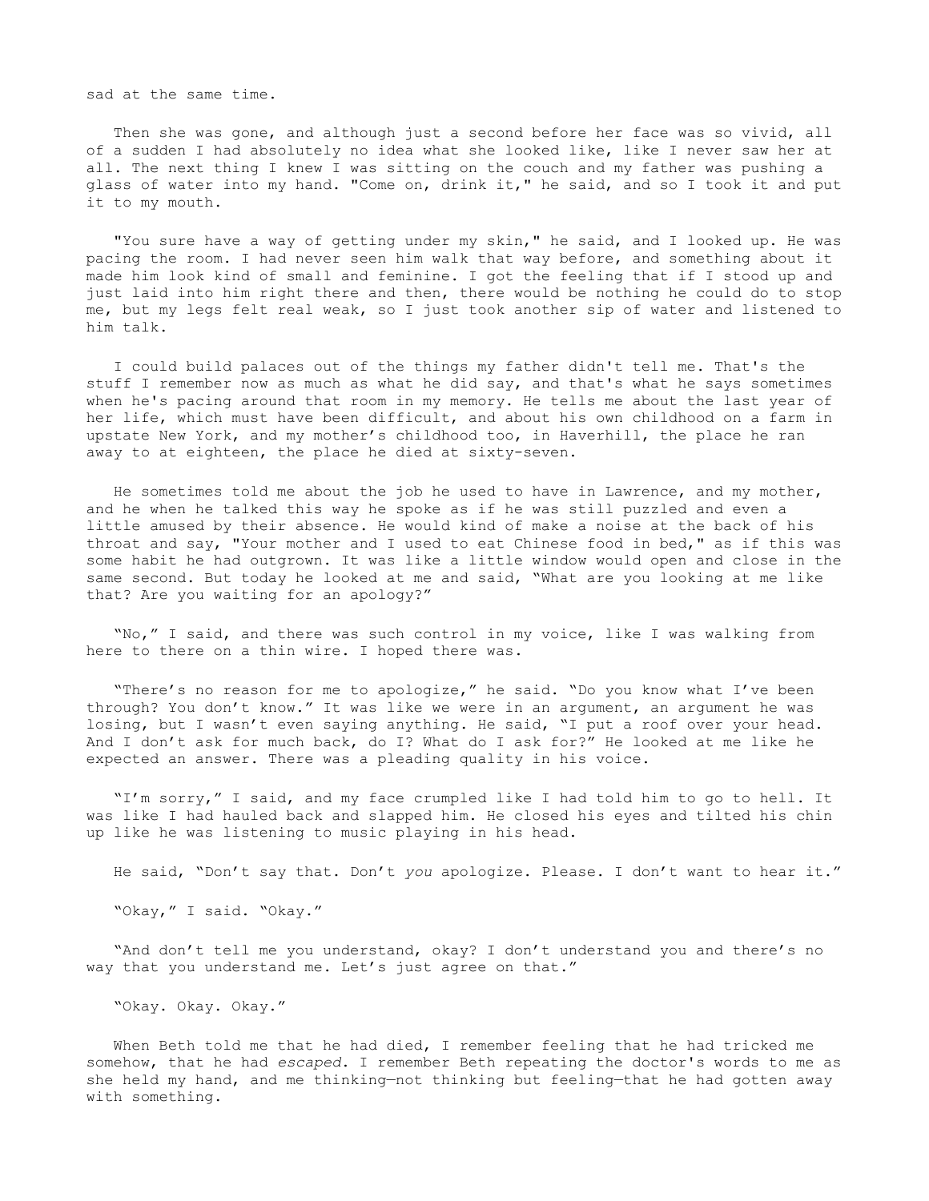sad at the same time.

Then she was gone, and although just a second before her face was so vivid, all of a sudden I had absolutely no idea what she looked like, like I never saw her at all. The next thing I knew I was sitting on the couch and my father was pushing a glass of water into my hand. "Come on, drink it," he said, and so I took it and put it to my mouth.

"You sure have a way of getting under my skin," he said, and I looked up. He was pacing the room. I had never seen him walk that way before, and something about it made him look kind of small and feminine. I got the feeling that if I stood up and just laid into him right there and then, there would be nothing he could do to stop me, but my legs felt real weak, so I just took another sip of water and listened to him talk.

I could build palaces out of the things my father didn't tell me. That's the stuff I remember now as much as what he did say, and that's what he says sometimes when he's pacing around that room in my memory. He tells me about the last year of her life, which must have been difficult, and about his own childhood on a farm in upstate New York, and my mother's childhood too, in Haverhill, the place he ran away to at eighteen, the place he died at sixty-seven.

He sometimes told me about the job he used to have in Lawrence, and my mother, and he when he talked this way he spoke as if he was still puzzled and even a little amused by their absence. He would kind of make a noise at the back of his throat and say, "Your mother and I used to eat Chinese food in bed," as if this was some habit he had outgrown. It was like a little window would open and close in the same second. But today he looked at me and said, "What are you looking at me like that? Are you waiting for an apology?"

"No," I said, and there was such control in my voice, like I was walking from here to there on a thin wire. I hoped there was.

"There's no reason for me to apologize," he said. "Do you know what I've been through? You don't know." It was like we were in an argument, an argument he was losing, but I wasn't even saying anything. He said, "I put a roof over your head. And I don't ask for much back, do I? What do I ask for?" He looked at me like he expected an answer. There was a pleading quality in his voice.

"I'm sorry," I said, and my face crumpled like I had told him to go to hell. It was like I had hauled back and slapped him. He closed his eyes and tilted his chin up like he was listening to music playing in his head.

He said, "Don't say that. Don't *you* apologize. Please. I don't want to hear it."

"Okay," I said. "Okay."

"And don't tell me you understand, okay? I don't understand you and there's no way that you understand me. Let's just agree on that."

"Okay. Okay. Okay."

When Beth told me that he had died, I remember feeling that he had tricked me somehow, that he had *escaped*. I remember Beth repeating the doctor's words to me as she held my hand, and me thinking—not thinking but feeling—that he had gotten away with something.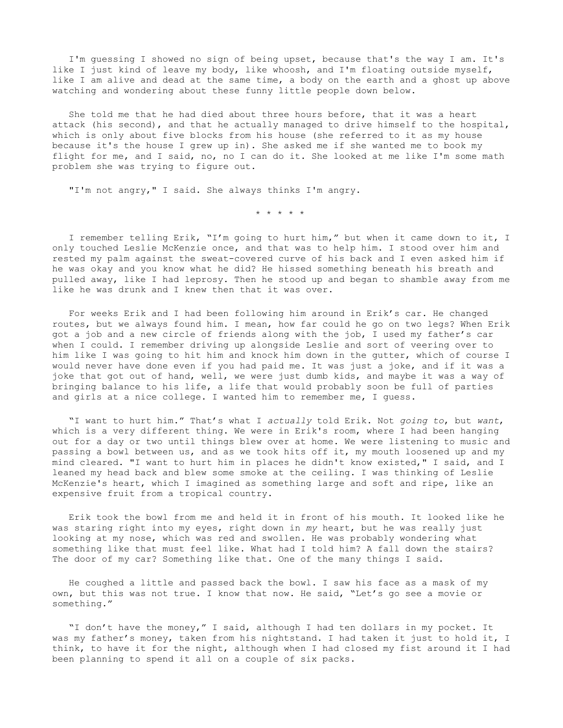I'm guessing I showed no sign of being upset, because that's the way I am. It's like I just kind of leave my body, like whoosh, and I'm floating outside myself, like I am alive and dead at the same time, a body on the earth and a ghost up above watching and wondering about these funny little people down below.

She told me that he had died about three hours before, that it was a heart attack (his second), and that he actually managed to drive himself to the hospital, which is only about five blocks from his house (she referred to it as my house because it's the house I grew up in). She asked me if she wanted me to book my flight for me, and I said, no, no I can do it. She looked at me like I'm some math problem she was trying to figure out.

"I'm not angry," I said. She always thinks I'm angry.

\* \* \* \* \*

I remember telling Erik, "I'm going to hurt him," but when it came down to it, I only touched Leslie McKenzie once, and that was to help him. I stood over him and rested my palm against the sweat-covered curve of his back and I even asked him if he was okay and you know what he did? He hissed something beneath his breath and pulled away, like I had leprosy. Then he stood up and began to shamble away from me like he was drunk and I knew then that it was over.

For weeks Erik and I had been following him around in Erik's car. He changed routes, but we always found him. I mean, how far could he go on two legs? When Erik got a job and a new circle of friends along with the job, I used my father's car when I could. I remember driving up alongside Leslie and sort of veering over to him like I was going to hit him and knock him down in the gutter, which of course I would never have done even if you had paid me. It was just a joke, and if it was a joke that got out of hand, well, we were just dumb kids, and maybe it was a way of bringing balance to his life, a life that would probably soon be full of parties and girls at a nice college. I wanted him to remember me, I guess.

"I want to hurt him." That's what I *actually* told Erik. Not *going to*, but *want*, which is a very different thing. We were in Erik's room, where I had been hanging out for a day or two until things blew over at home. We were listening to music and passing a bowl between us, and as we took hits off it, my mouth loosened up and my mind cleared. "I want to hurt him in places he didn't know existed," I said, and I leaned my head back and blew some smoke at the ceiling. I was thinking of Leslie McKenzie's heart, which I imagined as something large and soft and ripe, like an expensive fruit from a tropical country.

Erik took the bowl from me and held it in front of his mouth. It looked like he was staring right into my eyes, right down in *my* heart, but he was really just looking at my nose, which was red and swollen. He was probably wondering what something like that must feel like. What had I told him? A fall down the stairs? The door of my car? Something like that. One of the many things I said.

He coughed a little and passed back the bowl. I saw his face as a mask of my own, but this was not true. I know that now. He said, "Let's go see a movie or something."

"I don't have the money," I said, although I had ten dollars in my pocket. It was my father's money, taken from his nightstand. I had taken it just to hold it, I think, to have it for the night, although when I had closed my fist around it I had been planning to spend it all on a couple of six packs.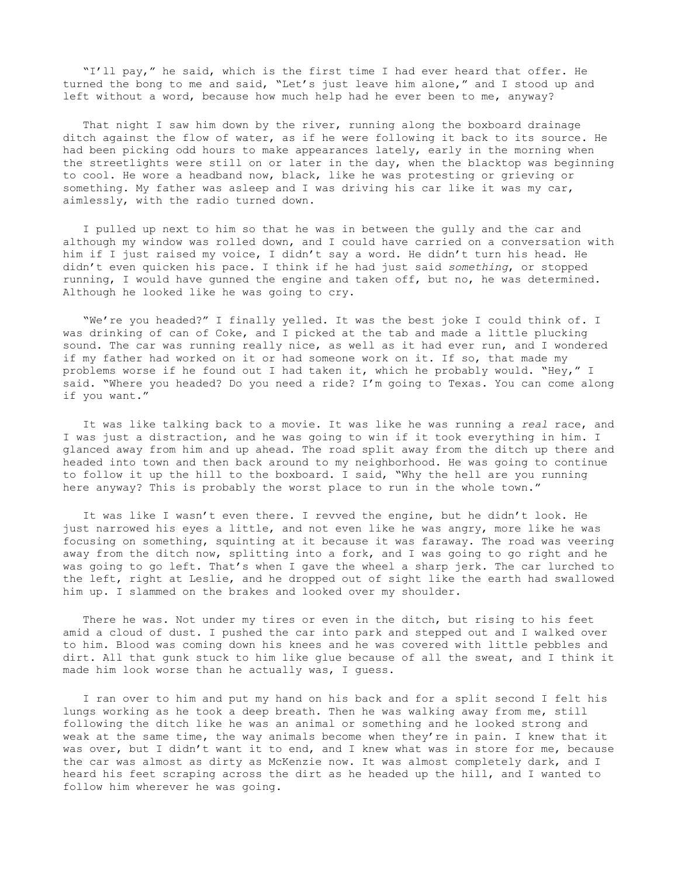"I'll pay," he said, which is the first time I had ever heard that offer. He turned the bong to me and said, "Let's just leave him alone," and I stood up and left without a word, because how much help had he ever been to me, anyway?

That night I saw him down by the river, running along the boxboard drainage ditch against the flow of water, as if he were following it back to its source. He had been picking odd hours to make appearances lately, early in the morning when the streetlights were still on or later in the day, when the blacktop was beginning to cool. He wore a headband now, black, like he was protesting or grieving or something. My father was asleep and I was driving his car like it was my car, aimlessly, with the radio turned down.

I pulled up next to him so that he was in between the gully and the car and although my window was rolled down, and I could have carried on a conversation with him if I just raised my voice, I didn't say a word. He didn't turn his head. He didn't even quicken his pace. I think if he had just said *something*, or stopped running, I would have gunned the engine and taken off, but no, he was determined. Although he looked like he was going to cry.

"We're you headed?" I finally yelled. It was the best joke I could think of. I was drinking of can of Coke, and I picked at the tab and made a little plucking sound. The car was running really nice, as well as it had ever run, and I wondered if my father had worked on it or had someone work on it. If so, that made my problems worse if he found out I had taken it, which he probably would. "Hey," I said. "Where you headed? Do you need a ride? I'm going to Texas. You can come along if you want."

It was like talking back to a movie. It was like he was running a *real* race, and I was just a distraction, and he was going to win if it took everything in him. I glanced away from him and up ahead. The road split away from the ditch up there and headed into town and then back around to my neighborhood. He was going to continue to follow it up the hill to the boxboard. I said, "Why the hell are you running here anyway? This is probably the worst place to run in the whole town."

It was like I wasn't even there. I revved the engine, but he didn't look. He just narrowed his eyes a little, and not even like he was angry, more like he was focusing on something, squinting at it because it was faraway. The road was veering away from the ditch now, splitting into a fork, and I was going to go right and he was going to go left. That's when I gave the wheel a sharp jerk. The car lurched to the left, right at Leslie, and he dropped out of sight like the earth had swallowed him up. I slammed on the brakes and looked over my shoulder.

There he was. Not under my tires or even in the ditch, but rising to his feet amid a cloud of dust. I pushed the car into park and stepped out and I walked over to him. Blood was coming down his knees and he was covered with little pebbles and dirt. All that gunk stuck to him like glue because of all the sweat, and I think it made him look worse than he actually was, I guess.

I ran over to him and put my hand on his back and for a split second I felt his lungs working as he took a deep breath. Then he was walking away from me, still following the ditch like he was an animal or something and he looked strong and weak at the same time, the way animals become when they're in pain. I knew that it was over, but I didn't want it to end, and I knew what was in store for me, because the car was almost as dirty as McKenzie now. It was almost completely dark, and I heard his feet scraping across the dirt as he headed up the hill, and I wanted to follow him wherever he was going.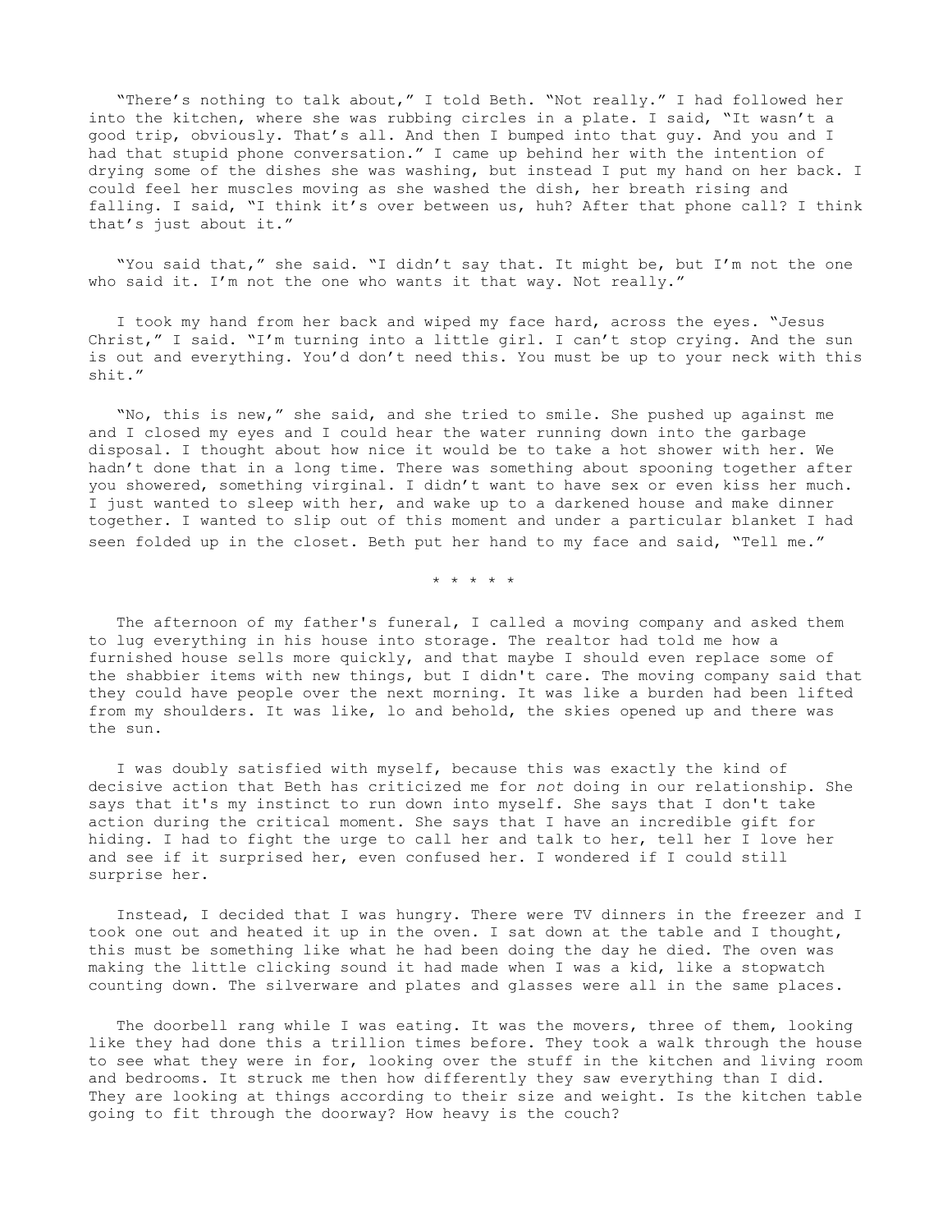"There's nothing to talk about," I told Beth. "Not really." I had followed her into the kitchen, where she was rubbing circles in a plate. I said, "It wasn't a good trip, obviously. That's all. And then I bumped into that guy. And you and I had that stupid phone conversation." I came up behind her with the intention of drying some of the dishes she was washing, but instead I put my hand on her back. I could feel her muscles moving as she washed the dish, her breath rising and falling. I said, "I think it's over between us, huh? After that phone call? I think that's just about it."

"You said that," she said. "I didn't say that. It might be, but I'm not the one who said it. I'm not the one who wants it that way. Not really."

I took my hand from her back and wiped my face hard, across the eyes. "Jesus Christ," I said. "I'm turning into a little girl. I can't stop crying. And the sun is out and everything. You'd don't need this. You must be up to your neck with this shit."

"No, this is new," she said, and she tried to smile. She pushed up against me and I closed my eyes and I could hear the water running down into the garbage disposal. I thought about how nice it would be to take a hot shower with her. We hadn't done that in a long time. There was something about spooning together after you showered, something virginal. I didn't want to have sex or even kiss her much. I just wanted to sleep with her, and wake up to a darkened house and make dinner together. I wanted to slip out of this moment and under a particular blanket I had seen folded up in the closet. Beth put her hand to my face and said, "Tell me."

\* \* \* \* \*

The afternoon of my father's funeral, I called a moving company and asked them to lug everything in his house into storage. The realtor had told me how a furnished house sells more quickly, and that maybe I should even replace some of the shabbier items with new things, but I didn't care. The moving company said that they could have people over the next morning. It was like a burden had been lifted from my shoulders. It was like, lo and behold, the skies opened up and there was the sun.

I was doubly satisfied with myself, because this was exactly the kind of decisive action that Beth has criticized me for *not* doing in our relationship. She says that it's my instinct to run down into myself. She says that I don't take action during the critical moment. She says that I have an incredible gift for hiding. I had to fight the urge to call her and talk to her, tell her I love her and see if it surprised her, even confused her. I wondered if I could still surprise her.

Instead, I decided that I was hungry. There were TV dinners in the freezer and I took one out and heated it up in the oven. I sat down at the table and I thought, this must be something like what he had been doing the day he died. The oven was making the little clicking sound it had made when I was a kid, like a stopwatch counting down. The silverware and plates and glasses were all in the same places.

The doorbell rang while I was eating. It was the movers, three of them, looking like they had done this a trillion times before. They took a walk through the house to see what they were in for, looking over the stuff in the kitchen and living room and bedrooms. It struck me then how differently they saw everything than I did. They are looking at things according to their size and weight. Is the kitchen table going to fit through the doorway? How heavy is the couch?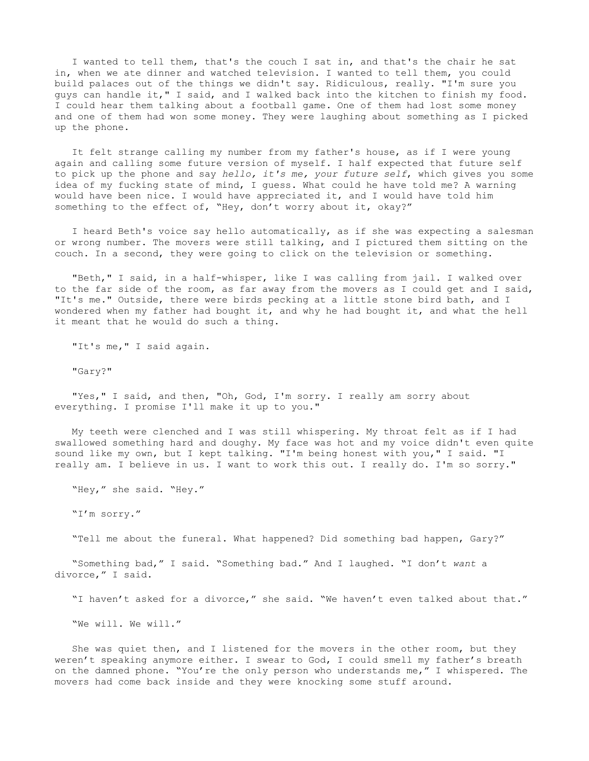I wanted to tell them, that's the couch I sat in, and that's the chair he sat in, when we ate dinner and watched television. I wanted to tell them, you could build palaces out of the things we didn't say. Ridiculous, really. "I'm sure you guys can handle it," I said, and I walked back into the kitchen to finish my food. I could hear them talking about a football game. One of them had lost some money and one of them had won some money. They were laughing about something as I picked up the phone.

It felt strange calling my number from my father's house, as if I were young again and calling some future version of myself. I half expected that future self to pick up the phone and say *hello, it's me, your future self*, which gives you some idea of my fucking state of mind, I guess. What could he have told me? A warning would have been nice. I would have appreciated it, and I would have told him something to the effect of, "Hey, don't worry about it, okay?"

I heard Beth's voice say hello automatically, as if she was expecting a salesman or wrong number. The movers were still talking, and I pictured them sitting on the couch. In a second, they were going to click on the television or something.

"Beth," I said, in a half-whisper, like I was calling from jail. I walked over to the far side of the room, as far away from the movers as I could get and I said, "It's me." Outside, there were birds pecking at a little stone bird bath, and I wondered when my father had bought it, and why he had bought it, and what the hell it meant that he would do such a thing.

"It's me," I said again.

"Gary?"

"Yes," I said, and then, "Oh, God, I'm sorry. I really am sorry about everything. I promise I'll make it up to you."

My teeth were clenched and I was still whispering. My throat felt as if I had swallowed something hard and doughy. My face was hot and my voice didn't even quite sound like my own, but I kept talking. "I'm being honest with you," I said. "I really am. I believe in us. I want to work this out. I really do. I'm so sorry."

"Hey," she said. "Hey."

"I'm sorry."

"Tell me about the funeral. What happened? Did something bad happen, Gary?"

"Something bad," I said. "Something bad." And I laughed. "I don't *want* a divorce," I said.

"I haven't asked for a divorce," she said. "We haven't even talked about that."

"We will. We will."

She was quiet then, and I listened for the movers in the other room, but they weren't speaking anymore either. I swear to God, I could smell my father's breath on the damned phone. "You're the only person who understands me," I whispered. The movers had come back inside and they were knocking some stuff around.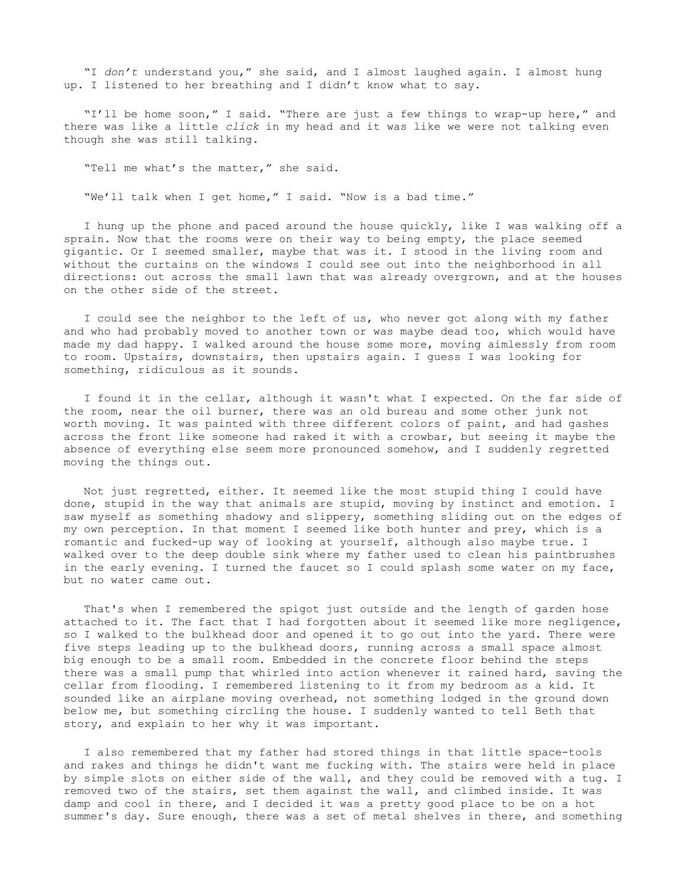"I *don't* understand you," she said, and I almost laughed again. I almost hung up. I listened to her breathing and I didn't know what to say.

"I'll be home soon," I said. "There are just a few things to wrap-up here," and there was like a little *click* in my head and it was like we were not talking even though she was still talking.

"Tell me what's the matter," she said.

"We'll talk when I get home," I said. "Now is a bad time."

I hung up the phone and paced around the house quickly, like I was walking off a sprain. Now that the rooms were on their way to being empty, the place seemed gigantic. Or I seemed smaller, maybe that was it. I stood in the living room and without the curtains on the windows I could see out into the neighborhood in all directions: out across the small lawn that was already overgrown, and at the houses on the other side of the street.

I could see the neighbor to the left of us, who never got along with my father and who had probably moved to another town or was maybe dead too, which would have made my dad happy. I walked around the house some more, moving aimlessly from room to room. Upstairs, downstairs, then upstairs again. I guess I was looking for something, ridiculous as it sounds.

I found it in the cellar, although it wasn't what I expected. On the far side of the room, near the oil burner, there was an old bureau and some other junk not worth moving. It was painted with three different colors of paint, and had gashes across the front like someone had raked it with a crowbar, but seeing it maybe the absence of everything else seem more pronounced somehow, and I suddenly regretted moving the things out.

Not just regretted, either. It seemed like the most stupid thing I could have done, stupid in the way that animals are stupid, moving by instinct and emotion. I saw myself as something shadowy and slippery, something sliding out on the edges of my own perception. In that moment I seemed like both hunter and prey, which is a romantic and fucked-up way of looking at yourself, although also maybe true. I walked over to the deep double sink where my father used to clean his paintbrushes in the early evening. I turned the faucet so I could splash some water on my face, but no water came out.

That's when I remembered the spigot just outside and the length of garden hose attached to it. The fact that I had forgotten about it seemed like more negligence, so I walked to the bulkhead door and opened it to go out into the yard. There were five steps leading up to the bulkhead doors, running across a small space almost big enough to be a small room. Embedded in the concrete floor behind the steps there was a small pump that whirled into action whenever it rained hard, saving the cellar from flooding. I remembered listening to it from my bedroom as a kid. It sounded like an airplane moving overhead, not something lodged in the ground down below me, but something circling the house. I suddenly wanted to tell Beth that story, and explain to her why it was important.

I also remembered that my father had stored things in that little space-tools and rakes and things he didn't want me fucking with. The stairs were held in place by simple slots on either side of the wall, and they could be removed with a tug. I removed two of the stairs, set them against the wall, and climbed inside. It was damp and cool in there, and I decided it was a pretty good place to be on a hot summer's day. Sure enough, there was a set of metal shelves in there, and something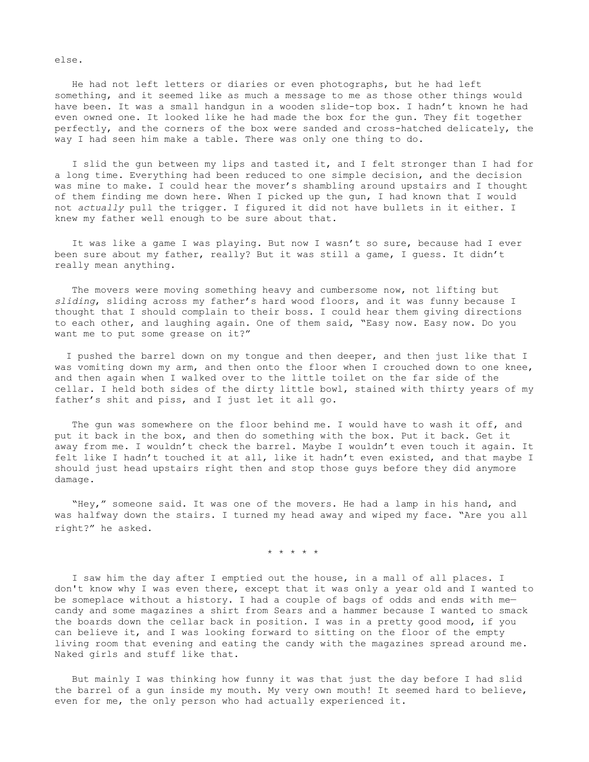else.

He had not left letters or diaries or even photographs, but he had left something, and it seemed like as much a message to me as those other things would have been. It was a small handgun in a wooden slide-top box. I hadn't known he had even owned one. It looked like he had made the box for the gun. They fit together perfectly, and the corners of the box were sanded and cross-hatched delicately, the way I had seen him make a table. There was only one thing to do.

I slid the gun between my lips and tasted it, and I felt stronger than I had for a long time. Everything had been reduced to one simple decision, and the decision was mine to make. I could hear the mover's shambling around upstairs and I thought of them finding me down here. When I picked up the gun, I had known that I would not *actually* pull the trigger. I figured it did not have bullets in it either. I knew my father well enough to be sure about that.

It was like a game I was playing. But now I wasn't so sure, because had I ever been sure about my father, really? But it was still a game, I guess. It didn't really mean anything.

The movers were moving something heavy and cumbersome now, not lifting but *sliding*, sliding across my father's hard wood floors, and it was funny because I thought that I should complain to their boss. I could hear them giving directions to each other, and laughing again. One of them said, "Easy now. Easy now. Do you want me to put some grease on it?"

I pushed the barrel down on my tongue and then deeper, and then just like that I was vomiting down my arm, and then onto the floor when I crouched down to one knee, and then again when I walked over to the little toilet on the far side of the cellar. I held both sides of the dirty little bowl, stained with thirty years of my father's shit and piss, and I just let it all go.

The gun was somewhere on the floor behind me. I would have to wash it off, and put it back in the box, and then do something with the box. Put it back. Get it away from me. I wouldn't check the barrel. Maybe I wouldn't even touch it again. It felt like I hadn't touched it at all, like it hadn't even existed, and that maybe I should just head upstairs right then and stop those guys before they did anymore damage.

"Hey," someone said. It was one of the movers. He had a lamp in his hand, and was halfway down the stairs. I turned my head away and wiped my face. "Are you all right?" he asked.

\* \* \* \* \*

I saw him the day after I emptied out the house, in a mall of all places. I don't know why I was even there, except that it was only a year old and I wanted to be someplace without a history. I had a couple of bags of odds and ends with me—candy and some magazines a shirt from Sears and a hammer because I wanted to smack the boards down the cellar back in position. I was in a pretty good mood, if you can believe it, and I was looking forward to sitting on the floor of the empty living room that evening and eating the candy with the magazines spread around me. Naked girls and stuff like that.

But mainly I was thinking how funny it was that just the day before I had slid the barrel of a gun inside my mouth. My very own mouth! It seemed hard to believe, even for me, the only person who had actually experienced it.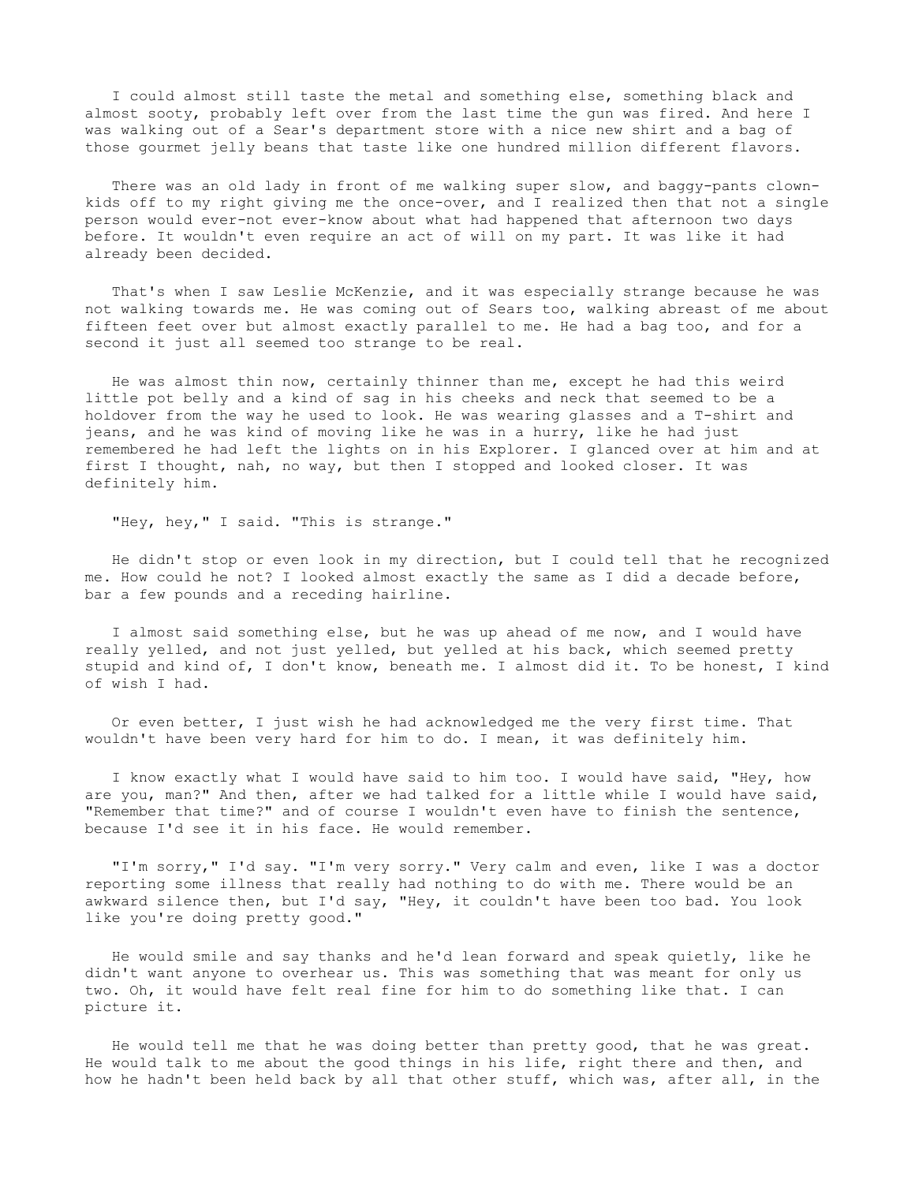I could almost still taste the metal and something else, something black and almost sooty, probably left over from the last time the gun was fired. And here I was walking out of a Sear's department store with a nice new shirt and a bag of those gourmet jelly beans that taste like one hundred million different flavors.

There was an old lady in front of me walking super slow, and baggy-pants clown-kids off to my right giving me the once-over, and I realized then that not a single person would ever-not ever-know about what had happened that afternoon two days before. It wouldn't even require an act of will on my part. It was like it had already been decided.

That's when I saw Leslie McKenzie, and it was especially strange because he was not walking towards me. He was coming out of Sears too, walking abreast of me about fifteen feet over but almost exactly parallel to me. He had a bag too, and for a second it just all seemed too strange to be real.

He was almost thin now, certainly thinner than me, except he had this weird little pot belly and a kind of sag in his cheeks and neck that seemed to be a holdover from the way he used to look. He was wearing glasses and a T-shirt and jeans, and he was kind of moving like he was in a hurry, like he had just remembered he had left the lights on in his Explorer. I glanced over at him and at first I thought, nah, no way, but then I stopped and looked closer. It was definitely him.

"Hey, hey," I said. "This is strange."

He didn't stop or even look in my direction, but I could tell that he recognized me. How could he not? I looked almost exactly the same as I did a decade before, bar a few pounds and a receding hairline.

I almost said something else, but he was up ahead of me now, and I would have really yelled, and not just yelled, but yelled at his back, which seemed pretty stupid and kind of, I don't know, beneath me. I almost did it. To be honest, I kind of wish I had.

Or even better, I just wish he had acknowledged me the very first time. That wouldn't have been very hard for him to do. I mean, it was definitely him.

I know exactly what I would have said to him too. I would have said, "Hey, how are you, man?" And then, after we had talked for a little while I would have said, "Remember that time?" and of course I wouldn't even have to finish the sentence, because I'd see it in his face. He would remember.

"I'm sorry," I'd say. "I'm very sorry." Very calm and even, like I was a doctor reporting some illness that really had nothing to do with me. There would be an awkward silence then, but I'd say, "Hey, it couldn't have been too bad. You look like you're doing pretty good."

He would smile and say thanks and he'd lean forward and speak quietly, like he didn't want anyone to overhear us. This was something that was meant for only us two. Oh, it would have felt real fine for him to do something like that. I can picture it.

He would tell me that he was doing better than pretty good, that he was great. He would talk to me about the good things in his life, right there and then, and how he hadn't been held back by all that other stuff, which was, after all, in the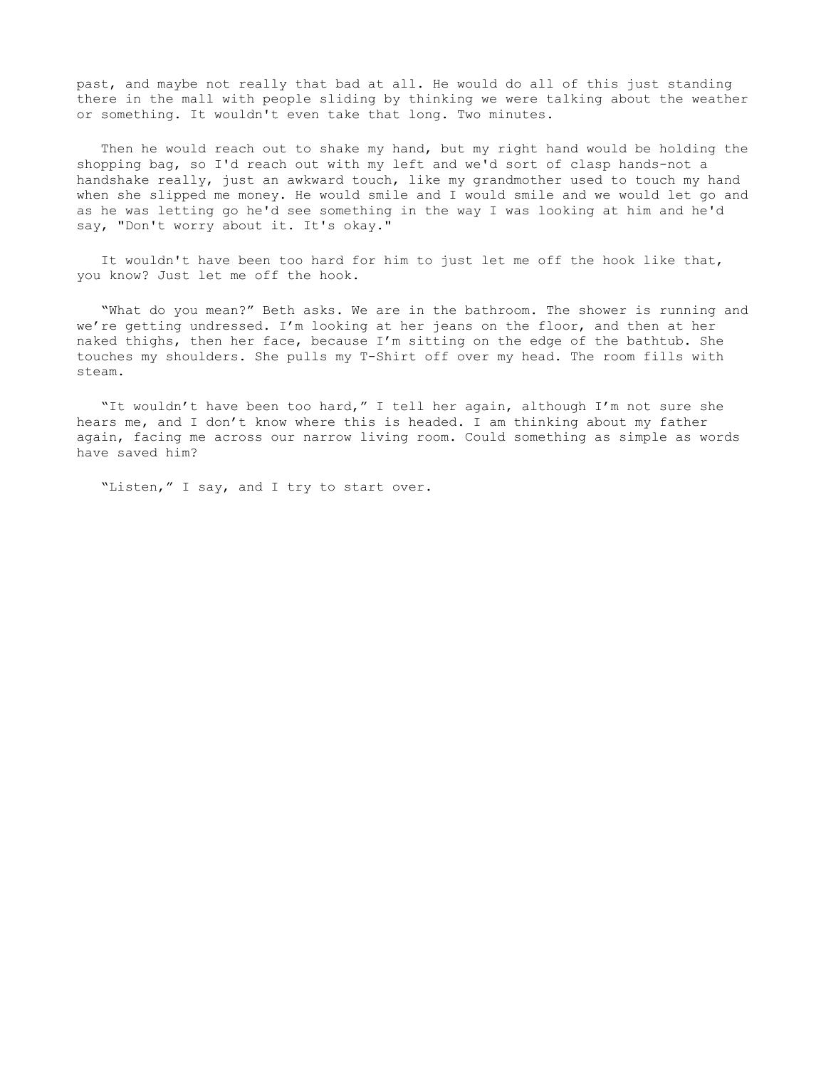past, and maybe not really that bad at all. He would do all of this just standing there in the mall with people sliding by thinking we were talking about the weather or something. It wouldn't even take that long. Two minutes.

Then he would reach out to shake my hand, but my right hand would be holding the shopping bag, so I'd reach out with my left and we'd sort of clasp hands-not a handshake really, just an awkward touch, like my grandmother used to touch my hand when she slipped me money. He would smile and I would smile and we would let go and as he was letting go he'd see something in the way I was looking at him and he'd say, "Don't worry about it. It's okay."

It wouldn't have been too hard for him to just let me off the hook like that, you know? Just let me off the hook.

"What do you mean?" Beth asks. We are in the bathroom. The shower is running and we're getting undressed. I'm looking at her jeans on the floor, and then at her naked thighs, then her face, because I'm sitting on the edge of the bathtub. She touches my shoulders. She pulls my T-Shirt off over my head. The room fills with steam.

"It wouldn't have been too hard," I tell her again, although I'm not sure she hears me, and I don't know where this is headed. I am thinking about my father again, facing me across our narrow living room. Could something as simple as words have saved him?

"Listen," I say, and I try to start over.